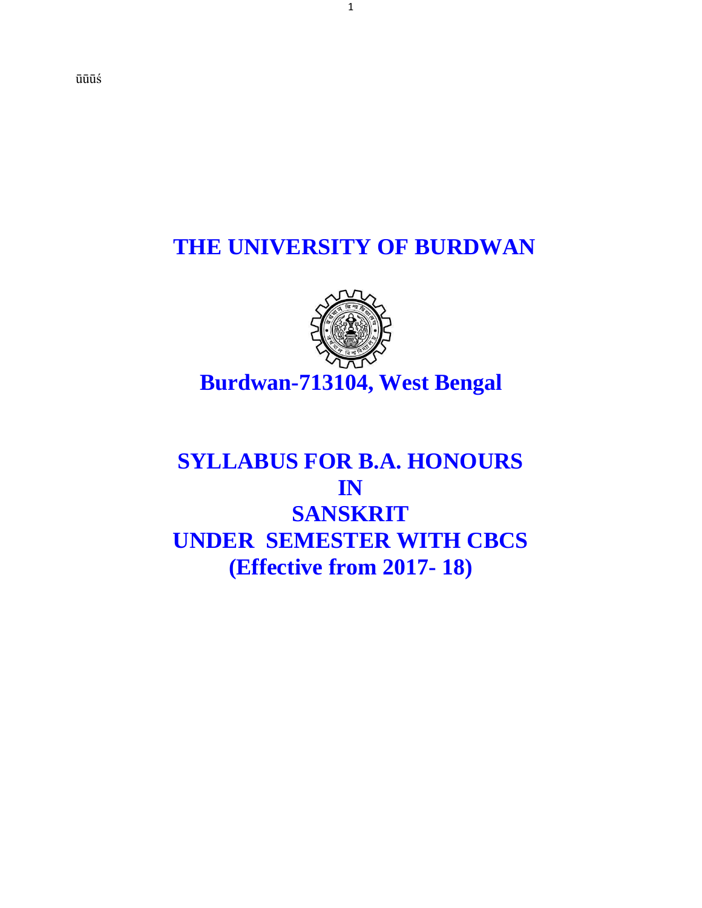ūūūś

# THE UNIVERSITY OF BURDWAN

## Burdwan-713104, West Bengal

# SYLLABUS FOR B.A. HONOURS
# IN
# SANSKRIT
# UNDER SEMESTER WITH CBCS
# (Effective from 2017- 18)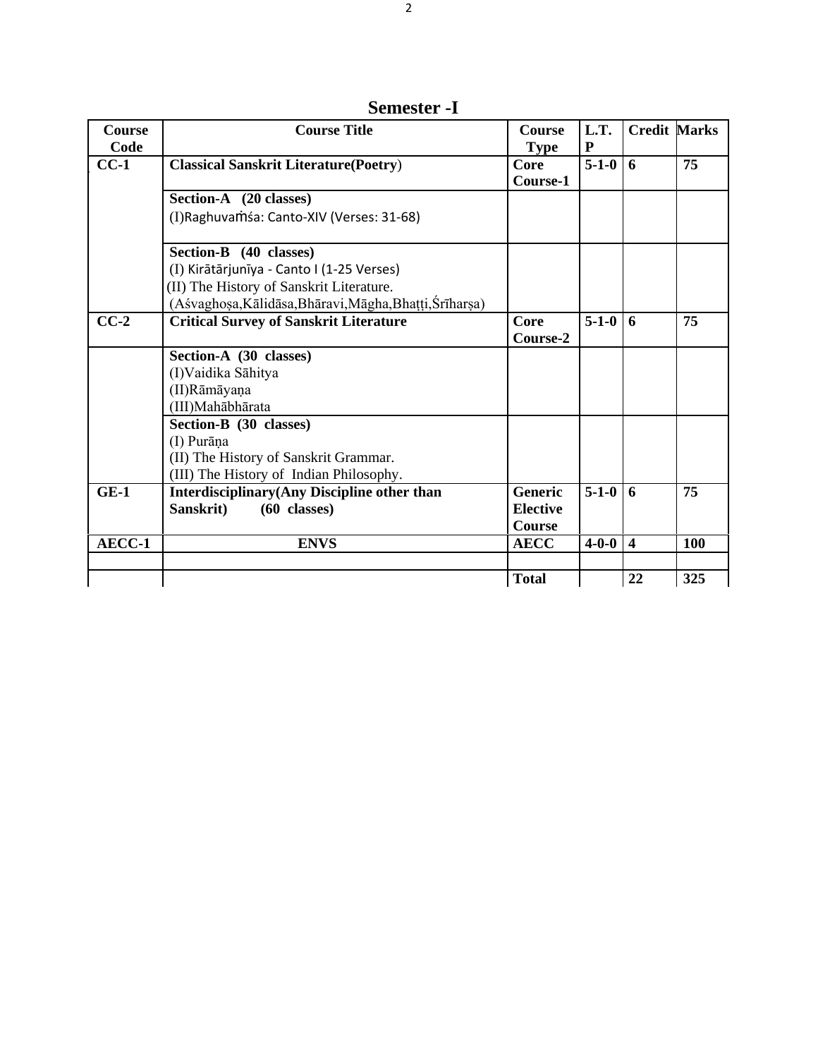## Semester -I

| Course Code | Course Title | Course Type | L.T. P | Credit | Marks |
|---|---|---|---|---|---|
| **CC-1** | **Classical Sanskrit Literature(Poetry)** | **Core Course-1** | **5-1-0** | **6** | **75** |
| | **Section-A (20 classes)**<br>(I)Raghuvaṁśa: Canto-XIV (Verses: 31-68) | | | | |
| | **Section-B (40 classes)**<br>(I) Kirātārjunīya - Canto I (1-25 Verses)<br>(II) The History of Sanskrit Literature.<br>(Aśvaghoṣa,Kālidāsa,Bhāravi,Māgha,Bhaṭṭi,Śrīharṣa) | | | | |
| **CC-2** | **Critical Survey of Sanskrit Literature** | **Core Course-2** | **5-1-0** | **6** | **75** |
| | **Section-A (30 classes)**<br>(I)Vaidika Sāhitya<br>(II)Rāmāyaṇa<br>(III)Mahābhārata | | | | |
| | **Section-B (30 classes)**<br>(I) Purāṇa<br>(II) The History of Sanskrit Grammar.<br>(III) The History of Indian Philosophy. | | | | |
| **GE-1** | **Interdisciplinary(Any Discipline other than Sanskrit) (60 classes)** | **Generic Elective Course** | **5-1-0** | **6** | **75** |
| **AECC-1** | **ENVS** | **AECC** | **4-0-0** | **4** | **100** |
| | | | | | |
| | | **Total** | | **22** | **325** |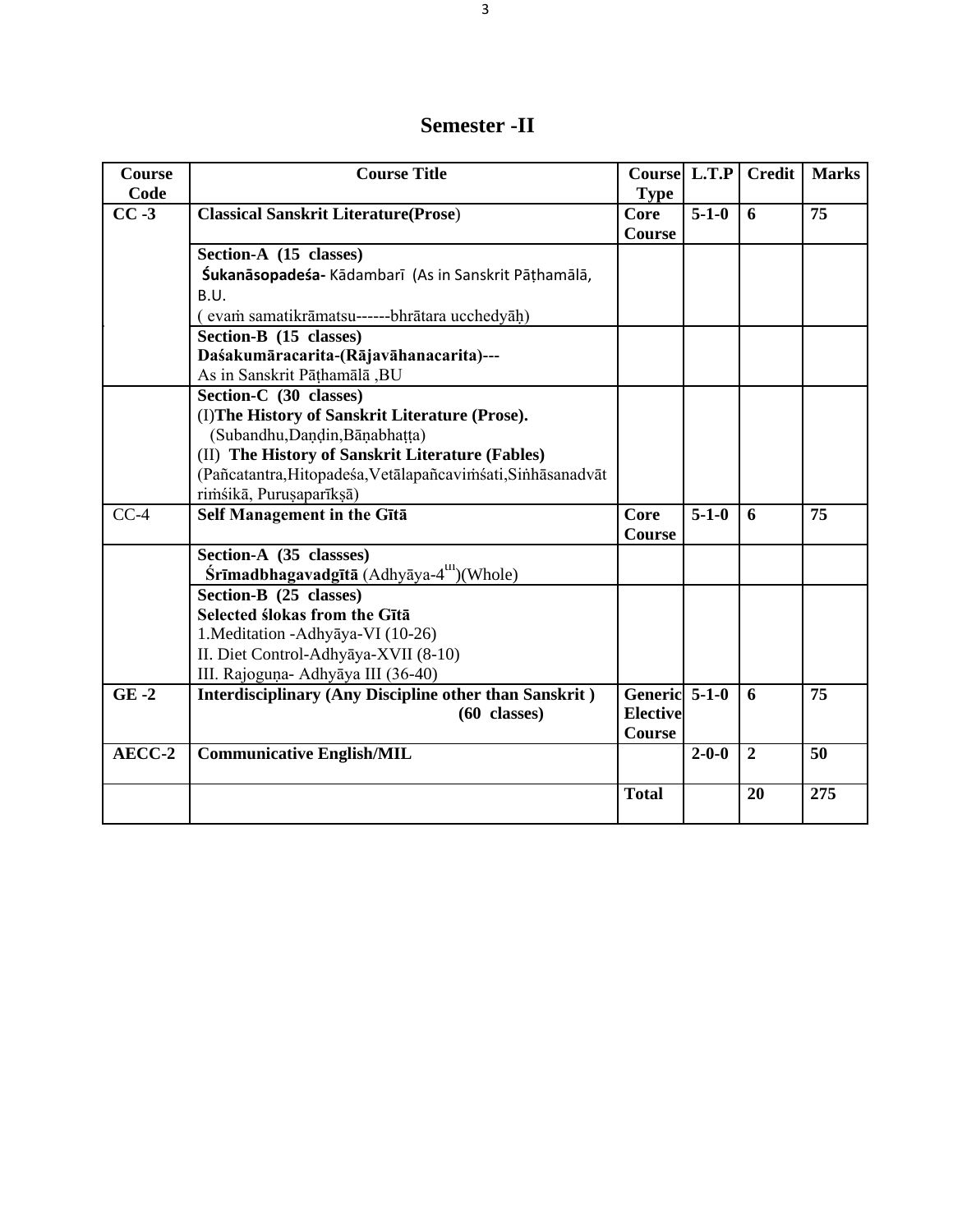# Semester -II

| Course Code | Course Title | Course Type | L.T.P | Credit | Marks |
|---|---|---|---|---|---|
| **CC -3** | **Classical Sanskrit Literature(Prose)** | **Core Course** | **5-1-0** | **6** | **75** |
| | **Section-A (15 classes)**<br>**Śukanāsopadeśa-** Kādambarī (As in Sanskrit Pāṭhamālā, B.U.<br>( evaṁ samatikrāmatsu------bhrātara ucchedyāḥ) | | | | |
| | **Section-B (15 classes)**<br>**Daśakumāracarita-(Rājavāhanacarita)---**<br>As in Sanskrit Pāṭhamālā ,BU | | | | |
| | **Section-C (30 classes)**<br>(I)**The History of Sanskrit Literature (Prose).**<br>(Subandhu,Daṇḍin,Bāṇabhaṭṭa)<br>(II) **The History of Sanskrit Literature (Fables)**<br>(Pañcatantra,Hitopadeśa,Vetālapañcaviṁśati,Siṅhāsanadvātriṁśikā, Puruṣaparīkṣā) | | | | |
| CC-4 | **Self Management in the Gītā** | **Core Course** | **5-1-0** | **6** | **75** |
| | **Section-A (35 classses)**<br>**Śrīmadbhagavadgītā** (Adhyāya-4th)(Whole) | | | | |
| | **Section-B (25 classes)**<br>**Selected ślokas from the Gītā**<br>1.Meditation -Adhyāya-VI (10-26)<br>II. Diet Control-Adhyāya-XVII (8-10)<br>III. Rajoguṇa- Adhyāya III (36-40) | | | | |
| **GE -2** | **Interdisciplinary (Any Discipline other than Sanskrit )**<br>**(60 classes)** | **Generic Elective Course** | **5-1-0** | **6** | **75** |
| **AECC-2** | **Communicative English/MIL** | | **2-0-0** | **2** | **50** |
| | | **Total** | | **20** | **275** |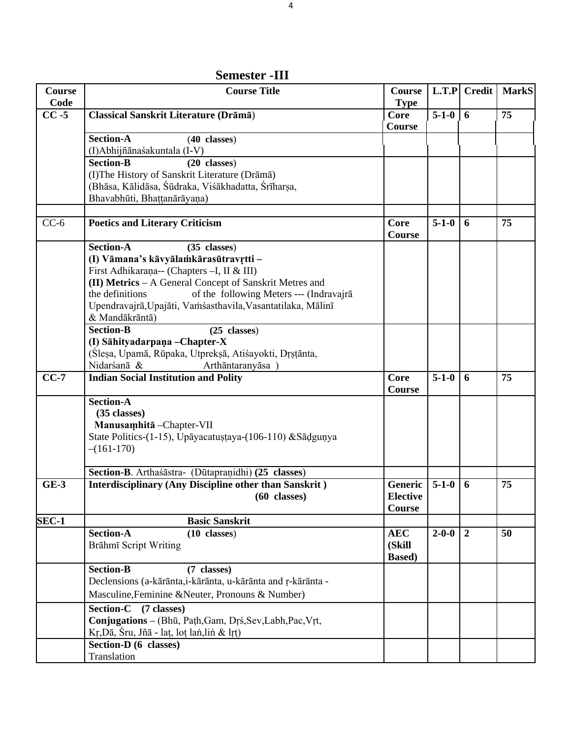## Semester -III

| Course Code | Course Title | Course Type | L.T.P | Credit | MarkS |
|---|---|---|---|---|---|
| **CC -5** | **Classical Sanskrit Literature (Drāmā)** | **Core Course** | **5-1-0** | **6** | **75** |
| | **Section-A** (**40 classes**)<br>(I)Abhijñānaśakuntala (I-V) | | | | |
| | **Section-B** (**20 classes**)<br>(I)The History of Sanskrit Literature (Drāmā)<br>(Bhāsa, Kālidāsa, Śūdraka, Viśākhadatta, Śrīharṣa, Bhavabhūti, Bhaṭṭanārāyaṇa) | | | | |
| | | | | | |
| CC-6 | **Poetics and Literary Criticism** | **Core Course** | **5-1-0** | **6** | **75** |
| | **Section-A** (**35 classes**)<br>**(I) Vāmana's kāvyālaṁkārasūtravṛtti –**<br>First Adhikaraṇa-- (Chapters –I, II & III)<br>**(II) Metrics** – A General Concept of Sanskrit Metres and the definitions of the following Meters --- (Indravajrā Upendravajrā,Upajāti, Vaṁśasthavila,Vasantatilaka, Mālinī & Mandākrāntā) | | | | |
| | **Section-B** (**25 classes**)<br>**(I) Sāhityadarpaṇa –Chapter-X**<br>(Śleṣa, Upamā, Rūpaka, Utprekṣā, Atiśayokti, Dṛṣṭānta, Nidarśanā & Arthāntaranyāsa ) | | | | |
| **CC-7** | **Indian Social Institution and Polity** | **Core Course** | **5-1-0** | **6** | **75** |
| | **Section-A**<br>**(35 classes)**<br>**Manusaṃhitā** –Chapter-VII<br>State Politics-(1-15), Upāyacatuṣṭaya-(106-110) &Sāḍguṇya –(161-170) | | | | |
| | **Section-B**. Arthaśāstra- (Dūtapraṇidhi) **(25 classes)** | | | | |
| **GE-3** | **Interdisciplinary (Any Discipline other than Sanskrit ) (60 classes)** | **Generic Elective Course** | **5-1-0** | **6** | **75** |
| **SEC-1** | **Basic Sanskrit** | | | | |
| | **Section-A** (**10 classes**)<br>Brāhmī Script Writing | **AEC (Skill Based)** | **2-0-0** | **2** | **50** |
| | **Section-B** **(7 classes)**<br>Declensions (a-kārānta,i-kārānta, u-kārānta and ṛ-kārānta - Masculine,Feminine &Neuter, Pronouns & Number) | | | | |
| | **Section-C (7 classes)**<br>**Conjugations** – (Bhū, Paṭh,Gam, Dṛś,Sev,Labh,Pac,Vṛt, Kṛ,Dā, Śru, Jñā - laṭ, loṭ laṅ,liṅ & lṛṭ) | | | | |
| | **Section-D (6 classes)**<br>Translation | | | | |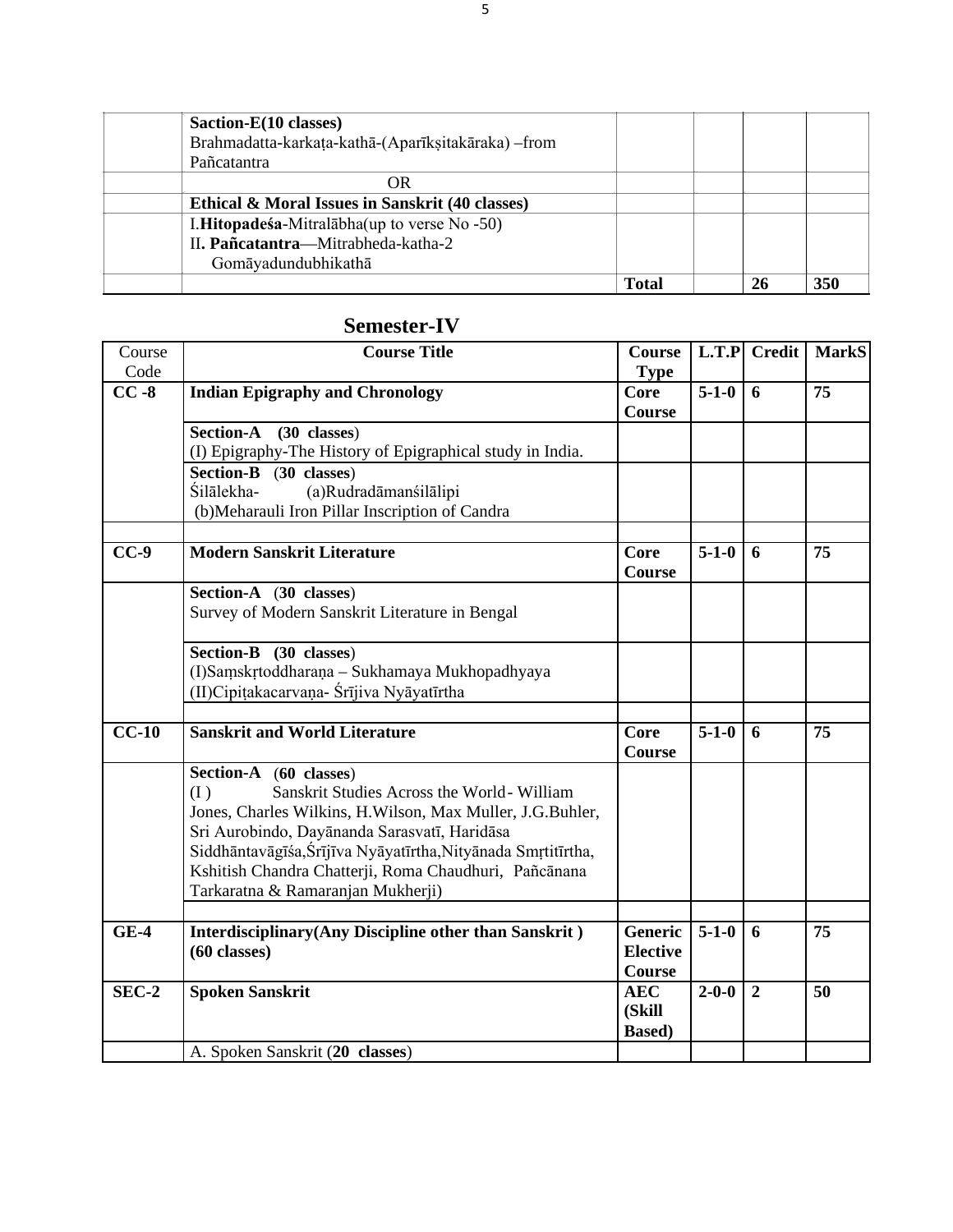| | | | | | |
|---|---|---|---|---|---|
| | **Saction-E(10 classes)**<br>Brahmadatta-karkaṭa-kathā-(Aparīkṣitakāraka) –from Pañcatantra | | | | |
| | OR | | | | |
| | **Ethical & Moral Issues in Sanskrit (40 classes)** | | | | |
| | I.**Hitopadeśa**-Mitralābha(up to verse No -50)<br>II**. Pañcatantra**—Mitrabheda-katha-2<br>Gomāyadundubhikathā | | | | |
| | | **Total** | | **26** | **350** |

## Semester-IV

| Course Code | Course Title | Course Type | L.T.P | Credit | MarkS |
|---|---|---|---|---|---|
| **CC -8** | **Indian Epigraphy and Chronology** | **Core Course** | **5-1-0** | **6** | **75** |
| | **Section-A (30 classes**)<br>(I) Epigraphy-The History of Epigraphical study in India. | | | | |
| | **Section-B (30 classes**)<br>Śilālekha- (a)Rudradāmanśilālipi<br>(b)Meharauli Iron Pillar Inscription of Candra | | | | |
| | | | | | |
| **CC-9** | **Modern Sanskrit Literature** | **Core Course** | **5-1-0** | **6** | **75** |
| | **Section-A (30 classes**)<br>Survey of Modern Sanskrit Literature in Bengal | | | | |
| | **Section-B (30 classes**)<br>(I)Saṃskṛtoddharaṇa – Sukhamaya Mukhopadhyaya<br>(II)Cipiṭakacarvaṇa- Śrījiva Nyāyatīrtha | | | | |
| | | | | | |
| **CC-10** | **Sanskrit and World Literature** | **Core Course** | **5-1-0** | **6** | **75** |
| | **Section-A (60 classes**)<br>(I ) Sanskrit Studies Across the World- William Jones, Charles Wilkins, H.Wilson, Max Muller, J.G.Buhler, Sri Aurobindo, Dayānanda Sarasvatī, Haridāsa Siddhāntavāgīśa,Śrījīva Nyāyatīrtha,Nityānada Smṛtitīrtha, Kshitish Chandra Chatterji, Roma Chaudhuri, Pañcānana Tarkaratna & Ramaranjan Mukherji) | | | | |
| | | | | | |
| **GE-4** | **Interdisciplinary(Any Discipline other than Sanskrit ) (60 classes)** | **Generic Elective Course** | **5-1-0** | **6** | **75** |
| **SEC-2** | **Spoken Sanskrit** | **AEC (Skill Based)** | **2-0-0** | **2** | **50** |
| | A. Spoken Sanskrit (**20 classes**) | | | | |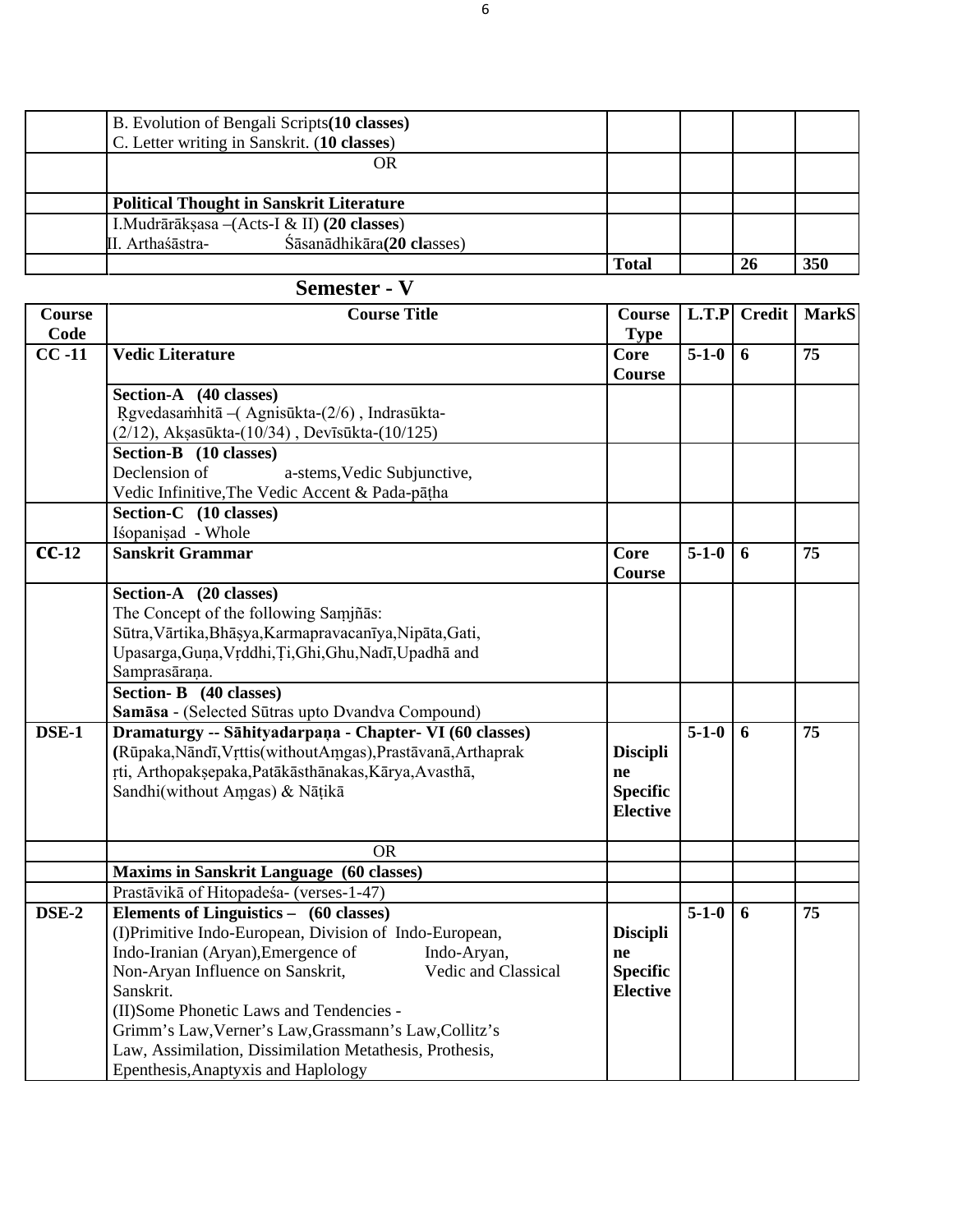|  |  |  |  |  |  |
|---|---|---|---|---|---|
|  | B. Evolution of Bengali Scripts**(10 classes)**<br>C. Letter writing in Sanskrit. (**10 classes**) |  |  |  |  |
|  | OR |  |  |  |  |
|  | **Political Thought in Sanskrit Literature** |  |  |  |  |
|  | I.Mudrārākṣasa –(Acts-I & II) **(20 classes)**<br>II. Arthaśāstra- Śāsanādhikāra**(20 classes)** |  |  |  |  |
|  |  | **Total** |  | **26** | **350** |

## Semester - V

| Course Code | Course Title | Course Type | L.T.P | Credit | MarkS |
|---|---|---|---|---|---|
| **CC -11** | **Vedic Literature** | **Core Course** | **5-1-0** | **6** | **75** |
|  | **Section-A (40 classes)**<br>Ṛgvedasaṁhitā –( Agnisūkta-(2/6) , Indrasūkta-(2/12), Akṣasūkta-(10/34) , Devīsūkta-(10/125) |  |  |  |  |
|  | **Section-B (10 classes)**<br>Declension of a-stems,Vedic Subjunctive, Vedic Infinitive,The Vedic Accent & Pada-pāṭha |  |  |  |  |
|  | **Section-C (10 classes)**<br>Iśopaniṣad - Whole |  |  |  |  |
| **CC-12** | **Sanskrit Grammar** | **Core Course** | **5-1-0** | **6** | **75** |
|  | **Section-A (20 classes)**<br>The Concept of the following Saṃjñās:<br>Sūtra,Vārtika,Bhāṣya,Karmapravacanīya,Nipāta,Gati, Upasarga,Guṇa,Vṛddhi,Ṭi,Ghi,Ghu,Nadī,Upadhā and Samprasāraṇa. |  |  |  |  |
|  | **Section- B (40 classes)**<br>**Samāsa** - (Selected Sūtras upto Dvandva Compound) |  |  |  |  |
| **DSE-1** | **Dramaturgy -- Sāhityadarpaṇa - Chapter- VI (60 classes)**<br>**(**Rūpaka,Nāndī,Vṛttis(withoutAṃgas),Prastāvanā,Arthaprakṛti, Arthopakṣepaka,Patākāsthānakas,Kārya,Avasthā, Sandhi(without Aṃgas) & Nāṭikā | **Discipline Specific Elective** | **5-1-0** | **6** | **75** |
|  | OR |  |  |  |  |
|  | **Maxims in Sanskrit Language (60 classes)** |  |  |  |  |
|  | Prastāvikā of Hitopadeśa- (verses-1-47) |  |  |  |  |
| **DSE-2** | **Elements of Linguistics – (60 classes)**<br>(I)Primitive Indo-European, Division of Indo-European, Indo-Iranian (Aryan),Emergence of Indo-Aryan, Non-Aryan Influence on Sanskrit, Vedic and Classical Sanskrit.<br>(II)Some Phonetic Laws and Tendencies -<br>Grimm's Law,Verner's Law,Grassmann's Law,Collitz's Law, Assimilation, Dissimilation Metathesis, Prothesis, Epenthesis,Anaptyxis and Haplology | **Discipline Specific Elective** | **5-1-0** | **6** | **75** |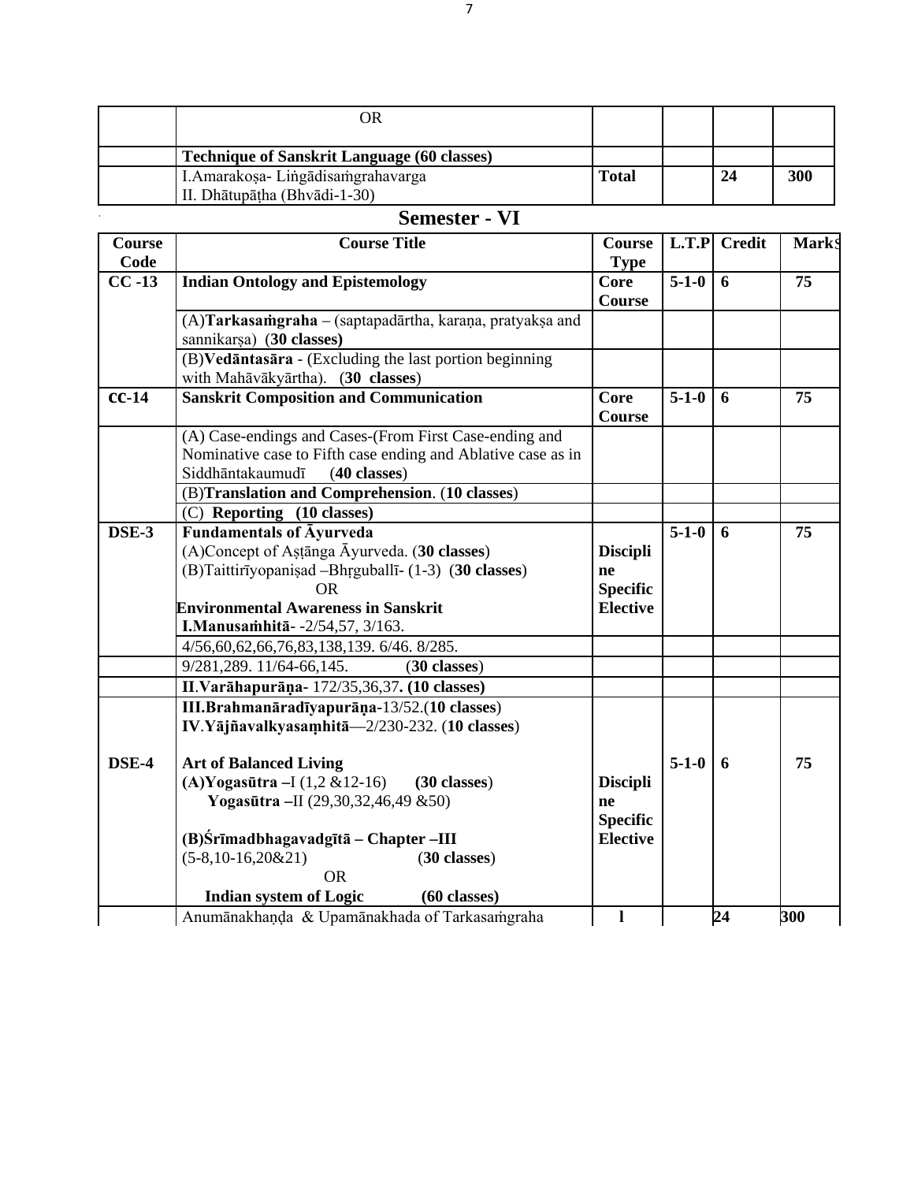| | OR | | | | |
|---|---|---|---|---|---|
| | **Technique of Sanskrit Language (60 classes)** | | | | |
| | I.Amarakoṣa- Liṅgādisaṁgrahavarga<br>II. Dhātupāṭha (Bhvādi-1-30) | **Total** | | **24** | **300** |

## Semester - VI

| Course Code | Course Title | Course Type | L.T.P | Credit | Marks |
|---|---|---|---|---|---|
| **CC -13** | **Indian Ontology and Epistemology** | **Core Course** | **5-1-0** | **6** | **75** |
| | (A)**Tarkasaṁgraha** – (saptapadārtha, karaṇa, pratyakṣa and sannikarṣa) (**30 classes)** | | | | |
| | (B)**Vedāntasāra** - (Excluding the last portion beginning with Mahāvākyārtha). (**30 classes**) | | | | |
| **CC-14** | **Sanskrit Composition and Communication** | **Core Course** | **5-1-0** | **6** | **75** |
| | (A) Case-endings and Cases-(From First Case-ending and Nominative case to Fifth case ending and Ablative case as in Siddhāntakaumudī (**40 classes**) | | | | |
| | (B)**Translation and Comprehension**. (**10 classes**) | | | | |
| | (C) **Reporting (10 classes)** | | | | |
| **DSE-3** | **Fundamentals of Āyurveda**<br>(A)Concept of Aṣṭānga Āyurveda. (**30 classes**)<br>(B)Taittirīyopaniṣad –Bhṛguballī- (1-3) (**30 classes**)<br>OR<br>**Environmental Awareness in Sanskrit**<br>**I.Manusaṁhitā**- -2/54,57, 3/163. | **Discipline Specific Elective** | **5-1-0** | **6** | **75** |
| | 4/56,60,62,66,76,83,138,139. 6/46. 8/285. | | | | |
| | 9/281,289. 11/64-66,145. (**30 classes**) | | | | |
| | **II**.**Varāhapurāṇa**- 172/35,36,37**. (10 classes)** | | | | |
| **DSE-4** | **III.Brahmanāradīyapurāṇa**-13/52.(**10 classes**)<br>**IV**.**Yājñavalkyasaṃhitā**—2/230-232. (**10 classes**)<br><br>**Art of Balanced Living**<br>**(A)Yogasūtra –**I (1,2 &12-16) (**30 classes**)<br>**Yogasūtra –**II (29,30,32,46,49 &50)<br><br>**(B)Śrīmadbhagavadgītā – Chapter –III**<br>(5-8,10-16,20&21) (**30 classes**)<br>OR<br>**Indian system of Logic (60 classes)** | **Discipline Specific Elective** | **5-1-0** | **6** | **75** |
| | Anumānakhaṇḍa & Upamānakhada of Tarkasaṁgraha | **l** | | **24** | **300** |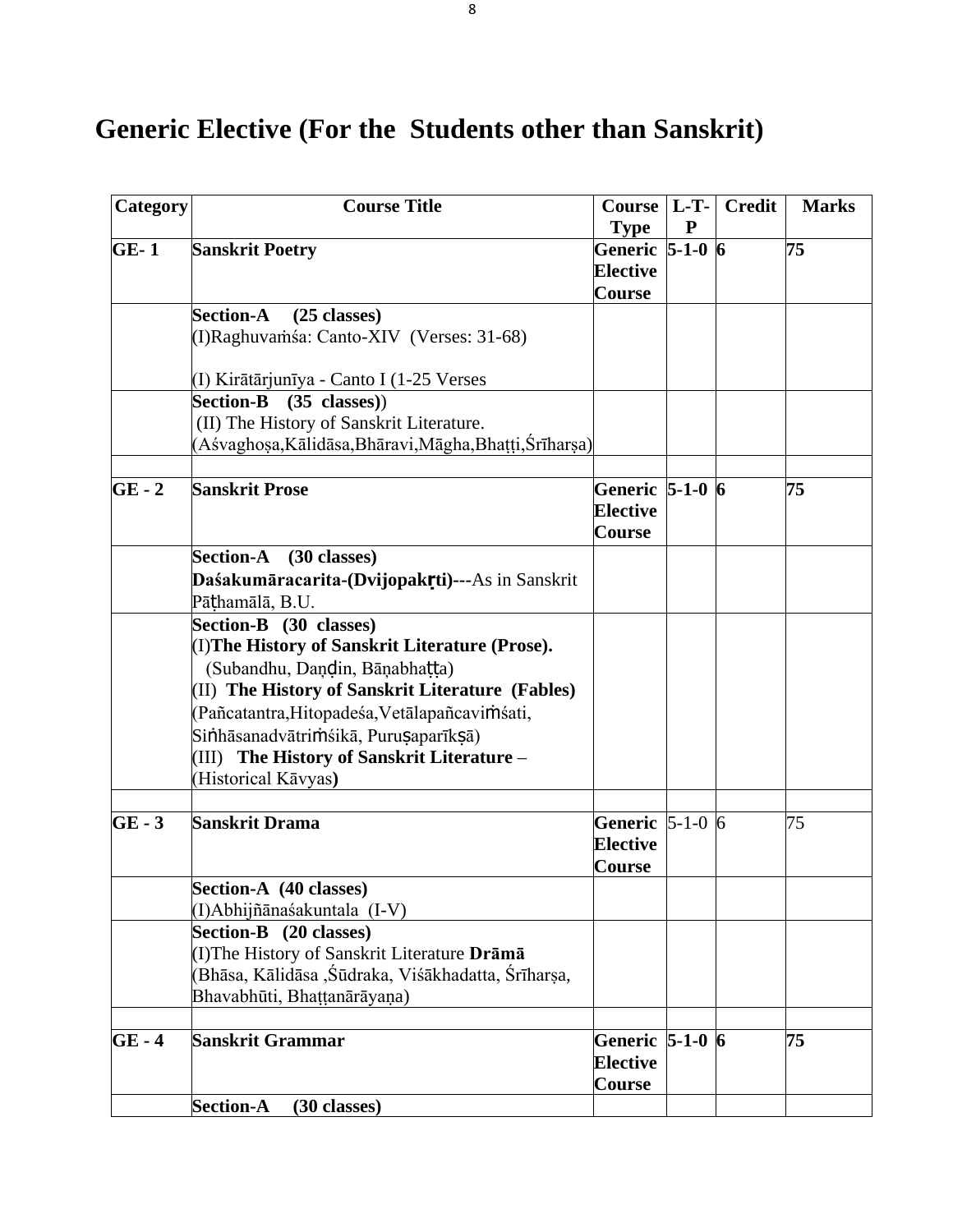# Generic Elective (For the Students other than Sanskrit)

| Category | Course Title | Course Type | L-T-P | Credit | Marks |
|---|---|---|---|---|---|
| **GE- 1** | **Sanskrit Poetry** | **Generic Elective Course** | **5-1-0** | **6** | **75** |
| | **Section-A (25 classes)**<br>(I)Raghuvaṁśa: Canto-XIV (Verses: 31-68)<br><br>(I) Kirātārjunīya - Canto I (1-25 Verses | | | | |
| | **Section-B (35 classes)**)<br>(II) The History of Sanskrit Literature.<br>(Aśvaghoṣa,Kālidāsa,Bhāravi,Māgha,Bhaṭṭi,Śrīharṣa) | | | | |
| | | | | | |
| **GE - 2** | **Sanskrit Prose** | **Generic Elective Course** | **5-1-0** | **6** | **75** |
| | **Section-A (30 classes)**<br>**Daśakumāracarita-(Dvijopakṛti)---**As in Sanskrit Pāṭhamālā, B.U. | | | | |
| | **Section-B (30 classes)**<br>(I)**The History of Sanskrit Literature (Prose).**<br>(Subandhu, Daṇḍin, Bāṇabhaṭṭa)<br>(II) **The History of Sanskrit Literature (Fables)**<br>(Pañcatantra,Hitopadeśa,Vetālapañcaviṁśati, Siṅhāsanadvātriṁśikā, Puruṣaparīkṣā)<br>(III) **The History of Sanskrit Literature** – (Historical Kāvyas**)** | | | | |
| | | | | | |
| **GE - 3** | **Sanskrit Drama** | **Generic Elective Course** | 5-1-0 | 6 | 75 |
| | **Section-A (40 classes)**<br>(I)Abhijñānaśakuntala (I-V) | | | | |
| | **Section-B (20 classes)**<br>(I)The History of Sanskrit Literature **Drāmā**<br>(Bhāsa, Kālidāsa ,Śūdraka, Viśākhadatta, Śrīharṣa, Bhavabhūti, Bhaṭṭanārāyaṇa) | | | | |
| | | | | | |
| **GE - 4** | **Sanskrit Grammar** | **Generic Elective Course** | **5-1-0** | **6** | **75** |
| | **Section-A (30 classes)** | | | | |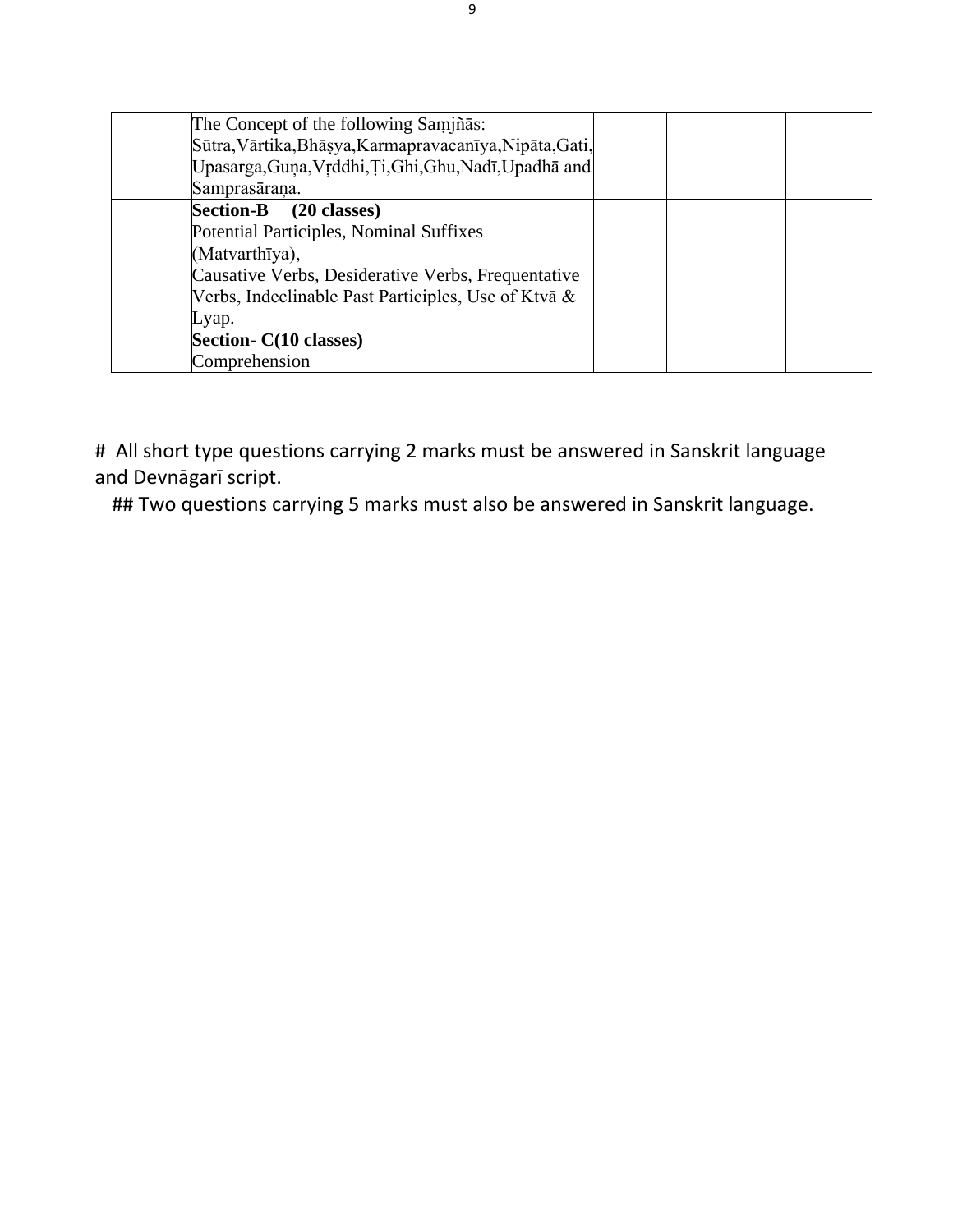| | | | | | |
|---|---|---|---|---|---|
| | The Concept of the following Saṃjñās: Sūtra,Vārtika,Bhāṣya,Karmapravacanīya,Nipāta,Gati, Upasarga,Guṇa,Vṛddhi,Ṭi,Ghi,Ghu,Nadī,Upadhā and Samprasāraṇa. | | | | |
| | **Section-B (20 classes)**<br>Potential Participles, Nominal Suffixes (Matvarthīya),<br>Causative Verbs, Desiderative Verbs, Frequentative Verbs, Indeclinable Past Participles, Use of Ktvā & Lyap. | | | | |
| | **Section- C(10 classes)**<br>Comprehension | | | | |

# All short type questions carrying 2 marks must be answered in Sanskrit language and Devnāgarī script.

## Two questions carrying 5 marks must also be answered in Sanskrit language.